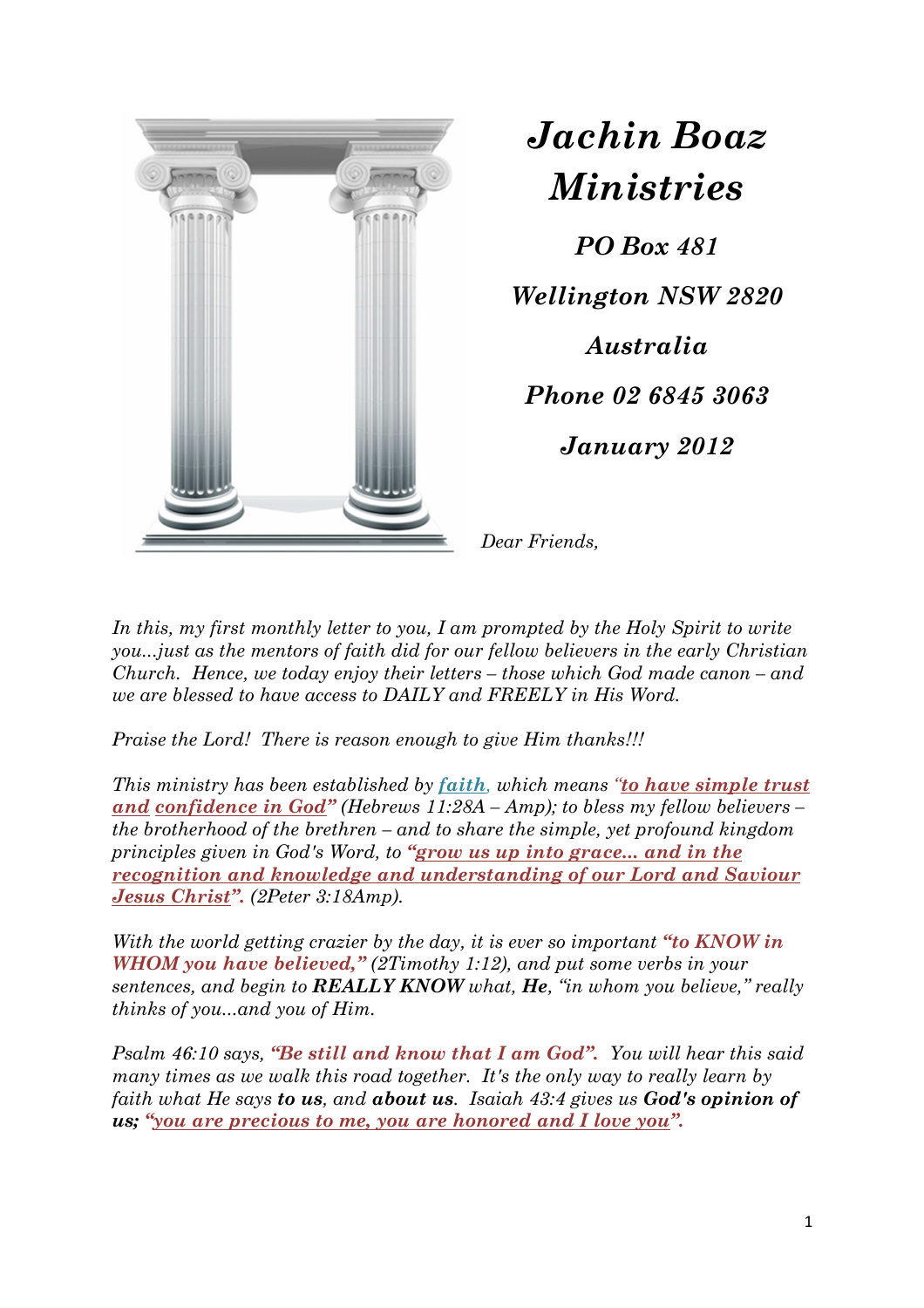# *Jachin Boaz Ministries*

*PO Box 481*

*Wellington NSW 2820*

*Australia*

*Phone 02 6845 3063*

*January 2012*

*Dear Friends,*

*In this, my first monthly letter to you, I am prompted by the Holy Spirit to write you...just as the mentors of faith did for our fellow believers in the early Christian Church. Hence, we today enjoy their letters – those which God made canon – and we are blessed to have access to DAILY and FREELY in His Word.*

*Praise the Lord! There is reason enough to give Him thanks!!!*

*This ministry has been established by **faith**, which means **"to have simple trust and confidence in God"** (Hebrews 11:28A – Amp); to bless my fellow believers – the brotherhood of the brethren – and to share the simple, yet profound kingdom principles given in God's Word, to **"grow us up into grace... and in the recognition and knowledge and understanding of our Lord and Saviour Jesus Christ".** (2Peter 3:18Amp).*

*With the world getting crazier by the day, it is ever so important **"to KNOW in WHOM you have believed,"** (2Timothy 1:12), and put some verbs in your sentences, and begin to **REALLY KNOW** what, **He**, "in whom you believe," really thinks of you...and you of Him.*

*Psalm 46:10 says, **"Be still and know that I am God".** You will hear this said many times as we walk this road together. It's the only way to really learn by faith what He says **to us**, and **about us**. Isaiah 43:4 gives us **God's opinion of us; "you are precious to me, you are honored and I love you".***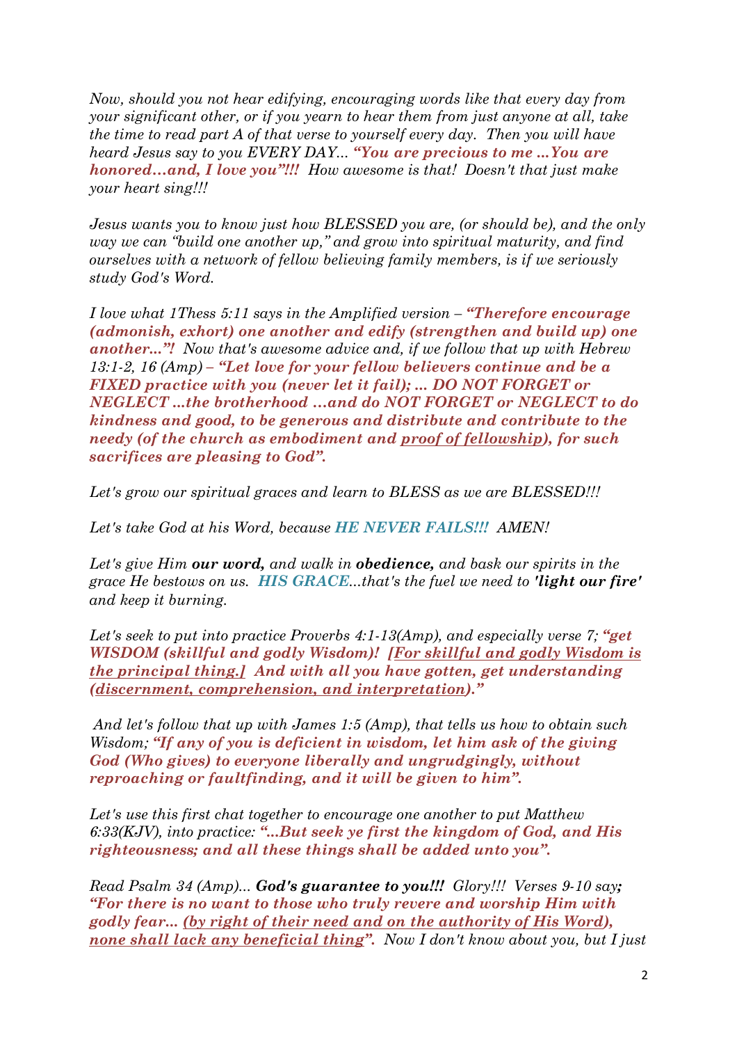*Now, should you not hear edifying, encouraging words like that every day from your significant other, or if you yearn to hear them from just anyone at all, take the time to read part A of that verse to yourself every day. Then you will have heard Jesus say to you EVERY DAY... **"You are precious to me ...You are honored…and, I love you"!!!** How awesome is that! Doesn't that just make your heart sing!!!*

*Jesus wants you to know just how BLESSED you are, (or should be), and the only way we can "build one another up," and grow into spiritual maturity, and find ourselves with a network of fellow believing family members, is if we seriously study God's Word.*

*I love what 1Thess 5:11 says in the Amplified version – **"Therefore encourage (admonish, exhort) one another and edify (strengthen and build up) one another..."!** Now that's awesome advice and, if we follow that up with Hebrew 13:1-2, 16 (Amp) – **"Let love for your fellow believers continue and be a FIXED practice with you (never let it fail); ... DO NOT FORGET or NEGLECT ...the brotherhood …and do NOT FORGET or NEGLECT to do kindness and good, to be generous and distribute and contribute to the needy (of the church as embodiment and <u>proof of fellowship</u>), for such sacrifices are pleasing to God".***

*Let's grow our spiritual graces and learn to BLESS as we are BLESSED!!!*

*Let's take God at his Word, because **HE NEVER FAILS!!!** AMEN!*

*Let's give Him **our word,** and walk in **obedience,** and bask our spirits in the grace He bestows on us. **HIS GRACE**...that's the fuel we need to **'light our fire'** and keep it burning.*

*Let's seek to put into practice Proverbs 4:1-13(Amp), and especially verse 7; **"get WISDOM (skillful and godly Wisdom)! <u>[For skillful and godly Wisdom is the principal thing.]</u> And with all you have gotten, get understanding (<u>discernment, comprehension, and interpretation</u>)."***

*And let's follow that up with James 1:5 (Amp), that tells us how to obtain such Wisdom; **"If any of you is deficient in wisdom, let him ask of the giving God (Who gives) to everyone liberally and ungrudgingly, without reproaching or faultfinding, and it will be given to him".***

*Let's use this first chat together to encourage one another to put Matthew 6:33(KJV), into practice: **"...But seek ye first the kingdom of God, and His righteousness; and all these things shall be added unto you".***

*Read Psalm 34 (Amp)... **God's guarantee to you!!!** Glory!!! Verses 9-10 say**; "For there is no want to those who truly revere and worship Him with godly fear... <u>(by right of their need and on the authority of His Word), none shall lack any beneficial thing</u>".** Now I don't know about you, but I just*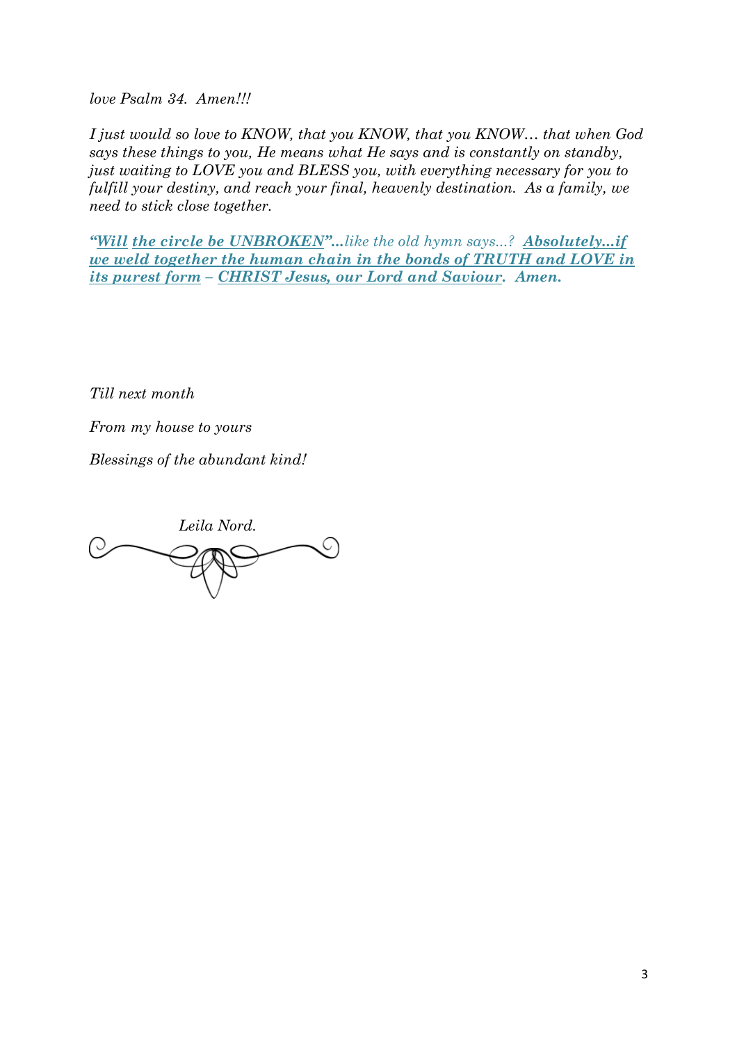*love Psalm 34. Amen!!!*

*I just would so love to KNOW, that you KNOW, that you KNOW… that when God says these things to you, He means what He says and is constantly on standby, just waiting to LOVE you and BLESS you, with everything necessary for you to fulfill your destiny, and reach your final, heavenly destination. As a family, we need to stick close together.*

***"Will the circle be UNBROKEN"…**like the old hymn says…? **Absolutely…if we weld together the human chain in the bonds of TRUTH and LOVE in its purest form – CHRIST Jesus, our Lord and Saviour. Amen.***

*Till next month*

*From my house to yours*

*Blessings of the abundant kind!*

*Leila Nord.*